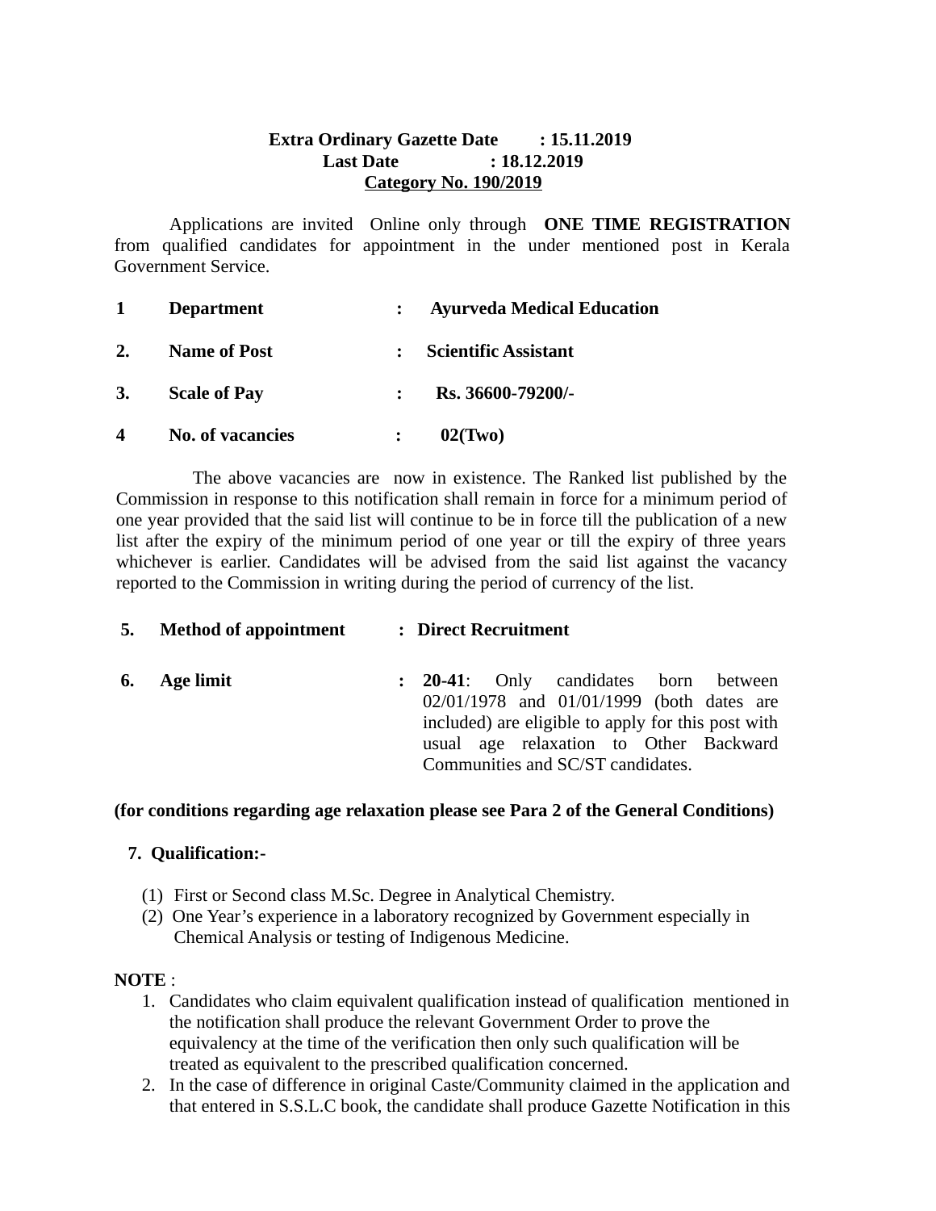**Extra Ordinary Gazette Date : 15.11.2019**
**Last Date : 18.12.2019**
**<u>Category No. 190/2019</u>**

Applications are invited Online only through **ONE TIME REGISTRATION** from qualified candidates for appointment in the under mentioned post in Kerala Government Service.

**1 Department : Ayurveda Medical Education**

**2. Name of Post : Scientific Assistant**

**3. Scale of Pay : Rs. 36600-79200/-**

**4 No. of vacancies : 02(Two)**

The above vacancies are now in existence. The Ranked list published by the Commission in response to this notification shall remain in force for a minimum period of one year provided that the said list will continue to be in force till the publication of a new list after the expiry of the minimum period of one year or till the expiry of three years whichever is earlier. Candidates will be advised from the said list against the vacancy reported to the Commission in writing during the period of currency of the list.

**5. Method of appointment : Direct Recruitment**

**6. Age limit** : **20-41**: Only candidates born between 02/01/1978 and 01/01/1999 (both dates are included) are eligible to apply for this post with usual age relaxation to Other Backward Communities and SC/ST candidates.

**(for conditions regarding age relaxation please see Para 2 of the General Conditions)**

**7. Qualification:-**

(1) First or Second class M.Sc. Degree in Analytical Chemistry.
(2) One Year's experience in a laboratory recognized by Government especially in Chemical Analysis or testing of Indigenous Medicine.

**NOTE** :

1. Candidates who claim equivalent qualification instead of qualification mentioned in the notification shall produce the relevant Government Order to prove the equivalency at the time of the verification then only such qualification will be treated as equivalent to the prescribed qualification concerned.
2. In the case of difference in original Caste/Community claimed in the application and that entered in S.S.L.C book, the candidate shall produce Gazette Notification in this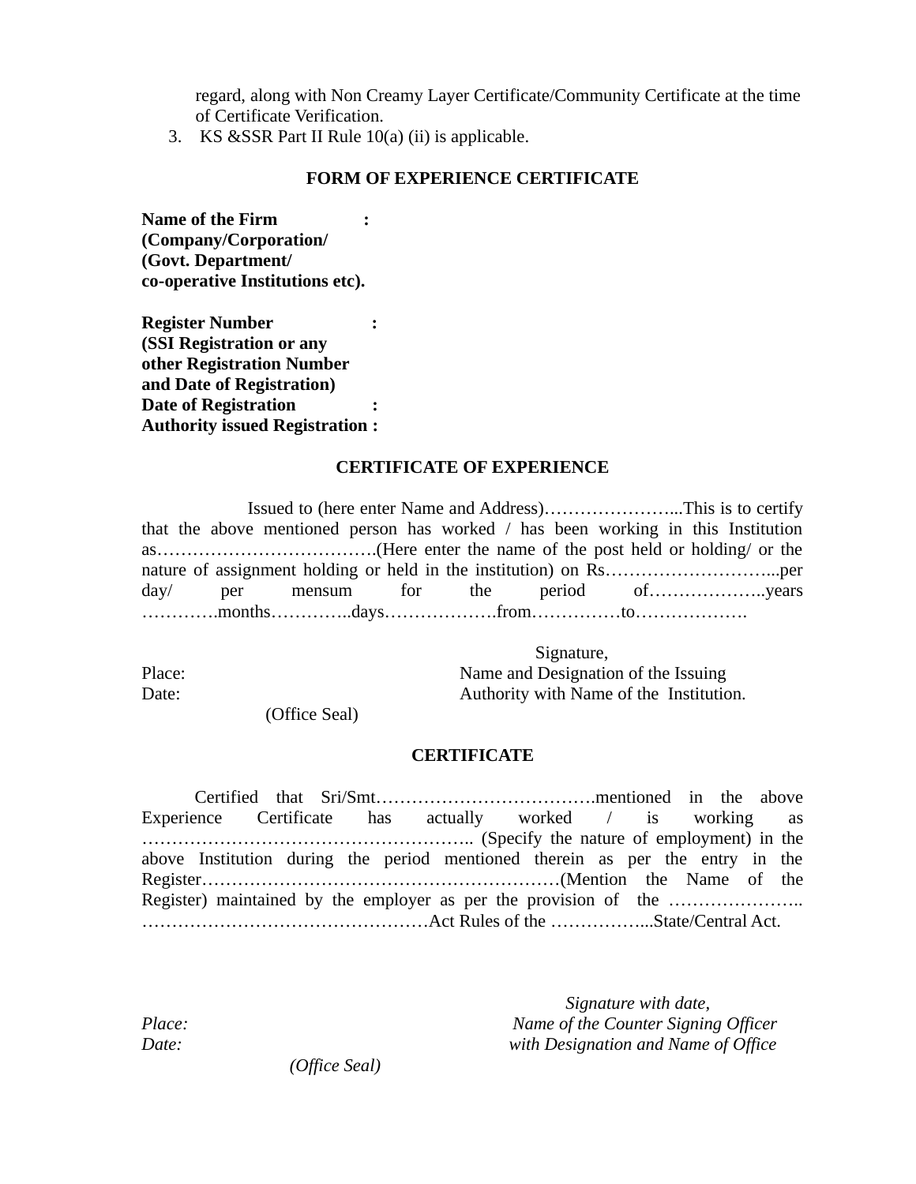regard, along with Non Creamy Layer Certificate/Community Certificate at the time of Certificate Verification.

3. KS &SSR Part II Rule 10(a) (ii) is applicable.

## FORM OF EXPERIENCE CERTIFICATE

**Name of the Firm :**
**(Company/Corporation/**
**(Govt. Department/**
**co-operative Institutions etc).**

**Register Number :**
**(SSI Registration or any**
**other Registration Number**
**and Date of Registration)**
**Date of Registration :**
**Authority issued Registration :**

## CERTIFICATE OF EXPERIENCE

Issued to (here enter Name and Address)…………………...This is to certify that the above mentioned person has worked / has been working in this Institution as……………………………….(Here enter the name of the post held or holding/ or the nature of assignment holding or held in the institution) on Rs………………………...per day/ per mensum for the period of………………..years ………….months…………..days……………….from……………to……………….

Signature,
Name and Designation of the Issuing
Authority with Name of the Institution.

Place:
Date:

(Office Seal)

## CERTIFICATE

Certified that Sri/Smt……………………………….mentioned in the above Experience Certificate has actually worked / is working as ……………………………………………….. (Specify the nature of employment) in the above Institution during the period mentioned therein as per the entry in the Register……………………………………………………(Mention the Name of the Register) maintained by the employer as per the provision of the ………………….. …………………………………………Act Rules of the ……………...State/Central Act.

*Signature with date,*
*Name of the Counter Signing Officer*
*with Designation and Name of Office*

*Place:*
*Date:*

*(Office Seal)*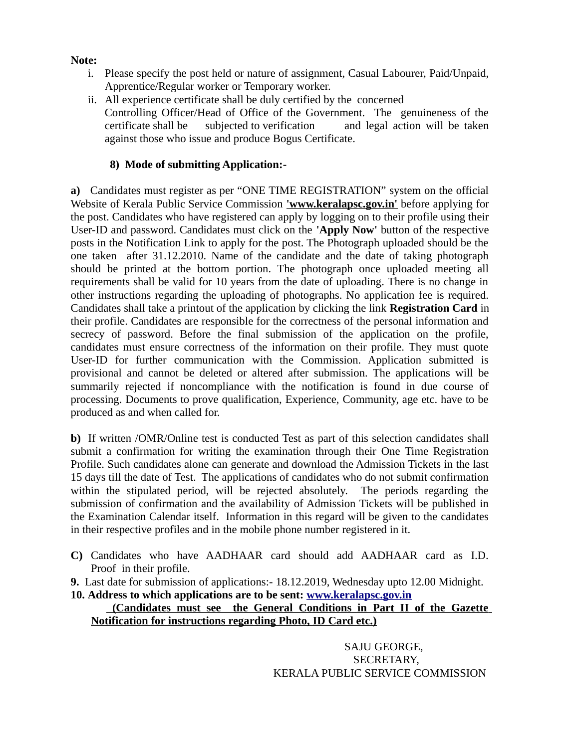**Note:**

i. Please specify the post held or nature of assignment, Casual Labourer, Paid/Unpaid, Apprentice/Regular worker or Temporary worker.

ii. All experience certificate shall be duly certified by the concerned Controlling Officer/Head of Office of the Government. The genuineness of the certificate shall be subjected to verification and legal action will be taken against those who issue and produce Bogus Certificate.

**8) Mode of submitting Application:-**

**a)** Candidates must register as per "ONE TIME REGISTRATION" system on the official Website of Kerala Public Service Commission **'www.keralapsc.gov.in'** before applying for the post. Candidates who have registered can apply by logging on to their profile using their User-ID and password. Candidates must click on the **'Apply Now'** button of the respective posts in the Notification Link to apply for the post. The Photograph uploaded should be the one taken after 31.12.2010. Name of the candidate and the date of taking photograph should be printed at the bottom portion. The photograph once uploaded meeting all requirements shall be valid for 10 years from the date of uploading. There is no change in other instructions regarding the uploading of photographs. No application fee is required. Candidates shall take a printout of the application by clicking the link **Registration Card** in their profile. Candidates are responsible for the correctness of the personal information and secrecy of password. Before the final submission of the application on the profile, candidates must ensure correctness of the information on their profile. They must quote User-ID for further communication with the Commission. Application submitted is provisional and cannot be deleted or altered after submission. The applications will be summarily rejected if noncompliance with the notification is found in due course of processing. Documents to prove qualification, Experience, Community, age etc. have to be produced as and when called for.

**b)** If written /OMR/Online test is conducted Test as part of this selection candidates shall submit a confirmation for writing the examination through their One Time Registration Profile. Such candidates alone can generate and download the Admission Tickets in the last 15 days till the date of Test. The applications of candidates who do not submit confirmation within the stipulated period, will be rejected absolutely. The periods regarding the submission of confirmation and the availability of Admission Tickets will be published in the Examination Calendar itself. Information in this regard will be given to the candidates in their respective profiles and in the mobile phone number registered in it.

**C)** Candidates who have AADHAAR card should add AADHAAR card as I.D. Proof in their profile.

**9.** Last date for submission of applications:- 18.12.2019, Wednesday upto 12.00 Midnight.

**10. Address to which applications are to be sent: www.keralapsc.gov.in**

**(Candidates must see the General Conditions in Part II of the Gazette Notification for instructions regarding Photo, ID Card etc.)**

SAJU GEORGE,
SECRETARY,
KERALA PUBLIC SERVICE COMMISSION